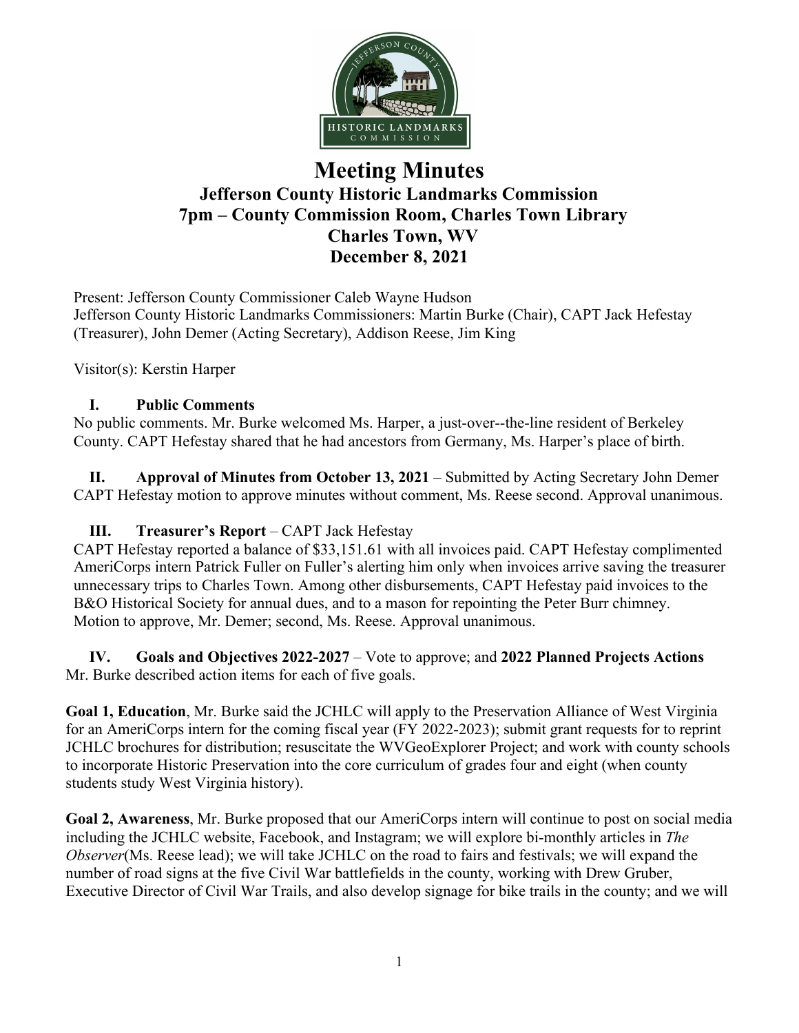# Meeting Minutes

## Jefferson County Historic Landmarks Commission
## 7pm – County Commission Room, Charles Town Library
## Charles Town, WV
## December 8, 2021

Present: Jefferson County Commissioner Caleb Wayne Hudson
Jefferson County Historic Landmarks Commissioners: Martin Burke (Chair), CAPT Jack Hefestay (Treasurer), John Demer (Acting Secretary), Addison Reese, Jim King

Visitor(s): Kerstin Harper

### I. Public Comments

No public comments. Mr. Burke welcomed Ms. Harper, a just-over--the-line resident of Berkeley County. CAPT Hefestay shared that he had ancestors from Germany, Ms. Harper's place of birth.

### II. Approval of Minutes from October 13, 2021 – Submitted by Acting Secretary John Demer

CAPT Hefestay motion to approve minutes without comment, Ms. Reese second. Approval unanimous.

### III. Treasurer's Report – CAPT Jack Hefestay

CAPT Hefestay reported a balance of $33,151.61 with all invoices paid. CAPT Hefestay complimented AmeriCorps intern Patrick Fuller on Fuller's alerting him only when invoices arrive saving the treasurer unnecessary trips to Charles Town. Among other disbursements, CAPT Hefestay paid invoices to the B&O Historical Society for annual dues, and to a mason for repointing the Peter Burr chimney. Motion to approve, Mr. Demer; second, Ms. Reese. Approval unanimous.

### IV. Goals and Objectives 2022-2027 – Vote to approve; and 2022 Planned Projects Actions

Mr. Burke described action items for each of five goals.

**Goal 1, Education**, Mr. Burke said the JCHLC will apply to the Preservation Alliance of West Virginia for an AmeriCorps intern for the coming fiscal year (FY 2022-2023); submit grant requests for to reprint JCHLC brochures for distribution; resuscitate the WVGeoExplorer Project; and work with county schools to incorporate Historic Preservation into the core curriculum of grades four and eight (when county students study West Virginia history).

**Goal 2, Awareness**, Mr. Burke proposed that our AmeriCorps intern will continue to post on social media including the JCHLC website, Facebook, and Instagram; we will explore bi-monthly articles in *The Observer*(Ms. Reese lead); we will take JCHLC on the road to fairs and festivals; we will expand the number of road signs at the five Civil War battlefields in the county, working with Drew Gruber, Executive Director of Civil War Trails, and also develop signage for bike trails in the county; and we will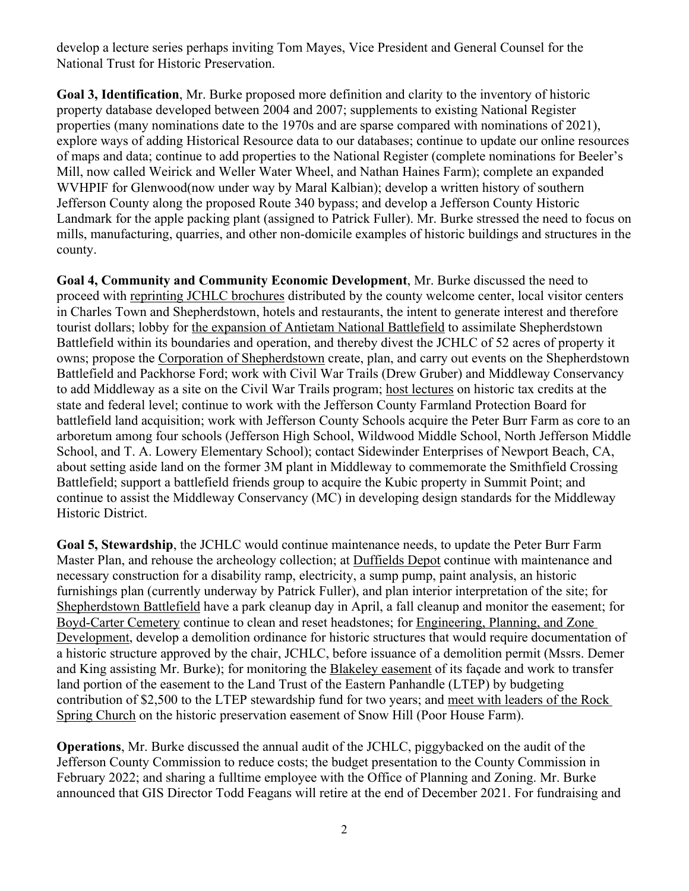develop a lecture series perhaps inviting Tom Mayes, Vice President and General Counsel for the National Trust for Historic Preservation.

**Goal 3, Identification**, Mr. Burke proposed more definition and clarity to the inventory of historic property database developed between 2004 and 2007; supplements to existing National Register properties (many nominations date to the 1970s and are sparse compared with nominations of 2021), explore ways of adding Historical Resource data to our databases; continue to update our online resources of maps and data; continue to add properties to the National Register (complete nominations for Beeler's Mill, now called Weirick and Weller Water Wheel, and Nathan Haines Farm); complete an expanded WVHPIF for Glenwood(now under way by Maral Kalbian); develop a written history of southern Jefferson County along the proposed Route 340 bypass; and develop a Jefferson County Historic Landmark for the apple packing plant (assigned to Patrick Fuller). Mr. Burke stressed the need to focus on mills, manufacturing, quarries, and other non-domicile examples of historic buildings and structures in the county.

**Goal 4, Community and Community Economic Development**, Mr. Burke discussed the need to proceed with <u>reprinting JCHLC brochures</u> distributed by the county welcome center, local visitor centers in Charles Town and Shepherdstown, hotels and restaurants, the intent to generate interest and therefore tourist dollars; lobby for <u>the expansion of Antietam National Battlefield</u> to assimilate Shepherdstown Battlefield within its boundaries and operation, and thereby divest the JCHLC of 52 acres of property it owns; propose the <u>Corporation of Shepherdstown</u> create, plan, and carry out events on the Shepherdstown Battlefield and Packhorse Ford; work with Civil War Trails (Drew Gruber) and Middleway Conservancy to add Middleway as a site on the Civil War Trails program; <u>host lectures</u> on historic tax credits at the state and federal level; continue to work with the Jefferson County Farmland Protection Board for battlefield land acquisition; work with Jefferson County Schools acquire the Peter Burr Farm as core to an arboretum among four schools (Jefferson High School, Wildwood Middle School, North Jefferson Middle School, and T. A. Lowery Elementary School); contact Sidewinder Enterprises of Newport Beach, CA, about setting aside land on the former 3M plant in Middleway to commemorate the Smithfield Crossing Battlefield; support a battlefield friends group to acquire the Kubic property in Summit Point; and continue to assist the Middleway Conservancy (MC) in developing design standards for the Middleway Historic District.

**Goal 5, Stewardship**, the JCHLC would continue maintenance needs, to update the Peter Burr Farm Master Plan, and rehouse the archeology collection; at <u>Duffields Depot</u> continue with maintenance and necessary construction for a disability ramp, electricity, a sump pump, paint analysis, an historic furnishings plan (currently underway by Patrick Fuller), and plan interior interpretation of the site; for <u>Shepherdstown Battlefield</u> have a park cleanup day in April, a fall cleanup and monitor the easement; for <u>Boyd-Carter Cemetery</u> continue to clean and reset headstones; for <u>Engineering, Planning, and Zone Development</u>, develop a demolition ordinance for historic structures that would require documentation of a historic structure approved by the chair, JCHLC, before issuance of a demolition permit (Mssrs. Demer and King assisting Mr. Burke); for monitoring the <u>Blakeley easement</u> of its façade and work to transfer land portion of the easement to the Land Trust of the Eastern Panhandle (LTEP) by budgeting contribution of $2,500 to the LTEP stewardship fund for two years; and <u>meet with leaders of the Rock Spring Church</u> on the historic preservation easement of Snow Hill (Poor House Farm).

**Operations**, Mr. Burke discussed the annual audit of the JCHLC, piggybacked on the audit of the Jefferson County Commission to reduce costs; the budget presentation to the County Commission in February 2022; and sharing a fulltime employee with the Office of Planning and Zoning. Mr. Burke announced that GIS Director Todd Feagans will retire at the end of December 2021. For fundraising and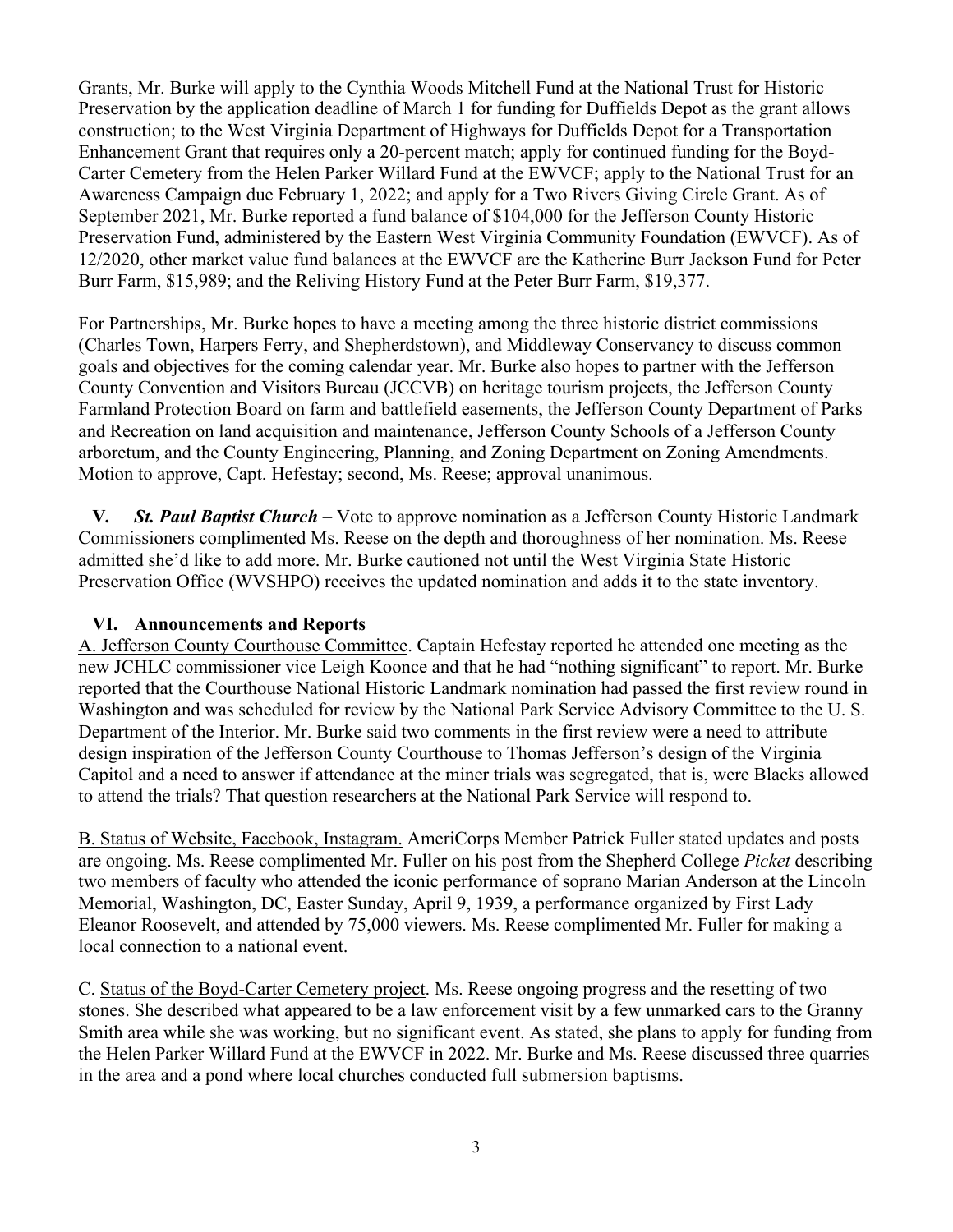Grants, Mr. Burke will apply to the Cynthia Woods Mitchell Fund at the National Trust for Historic Preservation by the application deadline of March 1 for funding for Duffields Depot as the grant allows construction; to the West Virginia Department of Highways for Duffields Depot for a Transportation Enhancement Grant that requires only a 20-percent match; apply for continued funding for the Boyd-Carter Cemetery from the Helen Parker Willard Fund at the EWVCF; apply to the National Trust for an Awareness Campaign due February 1, 2022; and apply for a Two Rivers Giving Circle Grant. As of September 2021, Mr. Burke reported a fund balance of $104,000 for the Jefferson County Historic Preservation Fund, administered by the Eastern West Virginia Community Foundation (EWVCF). As of 12/2020, other market value fund balances at the EWVCF are the Katherine Burr Jackson Fund for Peter Burr Farm, $15,989; and the Reliving History Fund at the Peter Burr Farm, $19,377.

For Partnerships, Mr. Burke hopes to have a meeting among the three historic district commissions (Charles Town, Harpers Ferry, and Shepherdstown), and Middleway Conservancy to discuss common goals and objectives for the coming calendar year. Mr. Burke also hopes to partner with the Jefferson County Convention and Visitors Bureau (JCCVB) on heritage tourism projects, the Jefferson County Farmland Protection Board on farm and battlefield easements, the Jefferson County Department of Parks and Recreation on land acquisition and maintenance, Jefferson County Schools of a Jefferson County arboretum, and the County Engineering, Planning, and Zoning Department on Zoning Amendments. Motion to approve, Capt. Hefestay; second, Ms. Reese; approval unanimous.

**V.** ***St. Paul Baptist Church*** – Vote to approve nomination as a Jefferson County Historic Landmark Commissioners complimented Ms. Reese on the depth and thoroughness of her nomination. Ms. Reese admitted she'd like to add more. Mr. Burke cautioned not until the West Virginia State Historic Preservation Office (WVSHPO) receives the updated nomination and adds it to the state inventory.

## VI. Announcements and Reports

A. Jefferson County Courthouse Committee. Captain Hefestay reported he attended one meeting as the new JCHLC commissioner vice Leigh Koonce and that he had "nothing significant" to report. Mr. Burke reported that the Courthouse National Historic Landmark nomination had passed the first review round in Washington and was scheduled for review by the National Park Service Advisory Committee to the U. S. Department of the Interior. Mr. Burke said two comments in the first review were a need to attribute design inspiration of the Jefferson County Courthouse to Thomas Jefferson's design of the Virginia Capitol and a need to answer if attendance at the miner trials was segregated, that is, were Blacks allowed to attend the trials? That question researchers at the National Park Service will respond to.

B. Status of Website, Facebook, Instagram. AmeriCorps Member Patrick Fuller stated updates and posts are ongoing. Ms. Reese complimented Mr. Fuller on his post from the Shepherd College *Picket* describing two members of faculty who attended the iconic performance of soprano Marian Anderson at the Lincoln Memorial, Washington, DC, Easter Sunday, April 9, 1939, a performance organized by First Lady Eleanor Roosevelt, and attended by 75,000 viewers. Ms. Reese complimented Mr. Fuller for making a local connection to a national event.

C. Status of the Boyd-Carter Cemetery project. Ms. Reese ongoing progress and the resetting of two stones. She described what appeared to be a law enforcement visit by a few unmarked cars to the Granny Smith area while she was working, but no significant event. As stated, she plans to apply for funding from the Helen Parker Willard Fund at the EWVCF in 2022. Mr. Burke and Ms. Reese discussed three quarries in the area and a pond where local churches conducted full submersion baptisms.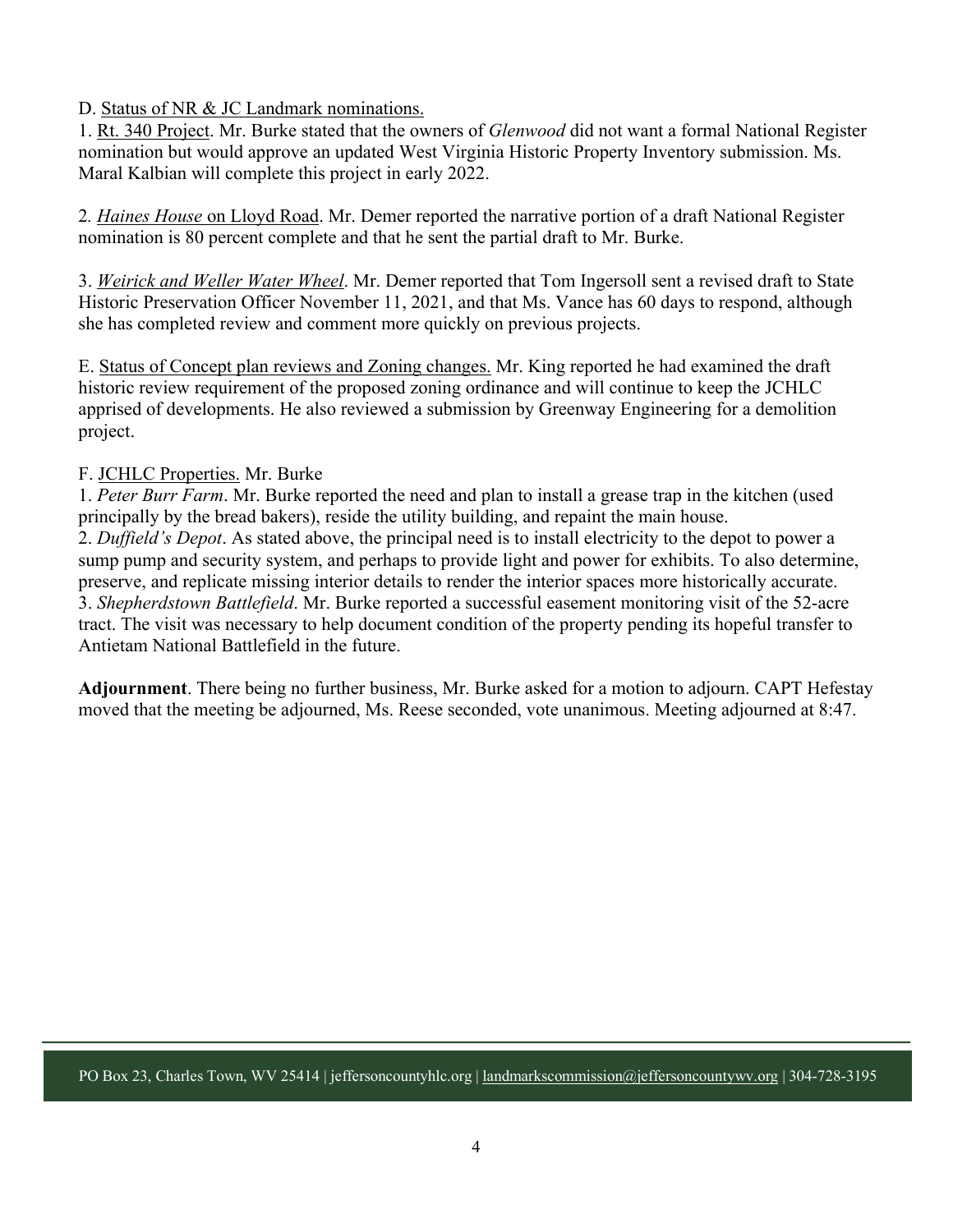D. <u>Status of NR & JC Landmark nominations.</u>

1. <u>Rt. 340 Project</u>. Mr. Burke stated that the owners of *Glenwood* did not want a formal National Register nomination but would approve an updated West Virginia Historic Property Inventory submission. Ms. Maral Kalbian will complete this project in early 2022.

2. <u>*Haines House* on Lloyd Road</u>. Mr. Demer reported the narrative portion of a draft National Register nomination is 80 percent complete and that he sent the partial draft to Mr. Burke.

3. <u>*Weirick and Weller Water Wheel*</u>. Mr. Demer reported that Tom Ingersoll sent a revised draft to State Historic Preservation Officer November 11, 2021, and that Ms. Vance has 60 days to respond, although she has completed review and comment more quickly on previous projects.

E. <u>Status of Concept plan reviews and Zoning changes.</u> Mr. King reported he had examined the draft historic review requirement of the proposed zoning ordinance and will continue to keep the JCHLC apprised of developments. He also reviewed a submission by Greenway Engineering for a demolition project.

F. <u>JCHLC Properties.</u> Mr. Burke

1. *Peter Burr Farm*. Mr. Burke reported the need and plan to install a grease trap in the kitchen (used principally by the bread bakers), reside the utility building, and repaint the main house.
2. *Duffield's Depot*. As stated above, the principal need is to install electricity to the depot to power a sump pump and security system, and perhaps to provide light and power for exhibits. To also determine, preserve, and replicate missing interior details to render the interior spaces more historically accurate.
3. *Shepherdstown Battlefield*. Mr. Burke reported a successful easement monitoring visit of the 52-acre tract. The visit was necessary to help document condition of the property pending its hopeful transfer to Antietam National Battlefield in the future.

**Adjournment**. There being no further business, Mr. Burke asked for a motion to adjourn. CAPT Hefestay moved that the meeting be adjourned, Ms. Reese seconded, vote unanimous. Meeting adjourned at 8:47.